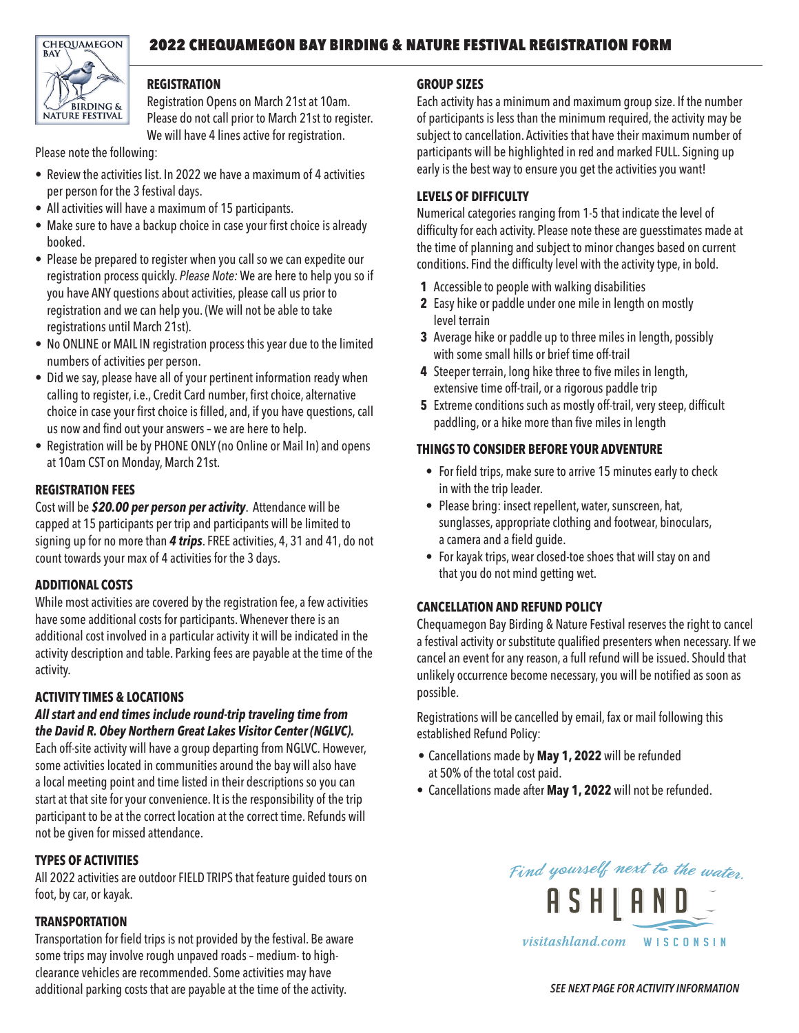# 2022 CHEQUAMEGON BAY BIRDING & NATURE FESTIVAL REGISTRATION FORM

CHEQUAMEGON BAY BIRDING & NATURE FESTIVAL

## REGISTRATION

Registration Opens on March 21st at 10am. Please do not call prior to March 21st to register. We will have 4 lines active for registration.

Please note the following:

- Review the activities list. In 2022 we have a maximum of 4 activities per person for the 3 festival days.
- All activities will have a maximum of 15 participants.
- Make sure to have a backup choice in case your first choice is already booked.
- Please be prepared to register when you call so we can expedite our registration process quickly. *Please Note:* We are here to help you so if you have ANY questions about activities, please call us prior to registration and we can help you. (We will not be able to take registrations until March 21st).
- No ONLINE or MAIL IN registration process this year due to the limited numbers of activities per person.
- Did we say, please have all of your pertinent information ready when calling to register, i.e., Credit Card number, first choice, alternative choice in case your first choice is filled, and, if you have questions, call us now and find out your answers – we are here to help.
- Registration will be by PHONE ONLY (no Online or Mail In) and opens at 10am CST on Monday, March 21st.

## REGISTRATION FEES

Cost will be ***$20.00 per person per activity***. Attendance will be capped at 15 participants per trip and participants will be limited to signing up for no more than ***4 trips***. FREE activities, 4, 31 and 41, do not count towards your max of 4 activities for the 3 days.

## ADDITIONAL COSTS

While most activities are covered by the registration fee, a few activities have some additional costs for participants. Whenever there is an additional cost involved in a particular activity it will be indicated in the activity description and table. Parking fees are payable at the time of the activity.

## ACTIVITY TIMES & LOCATIONS

***All start and end times include round-trip traveling time from the David R. Obey Northern Great Lakes Visitor Center (NGLVC).***

Each off-site activity will have a group departing from NGLVC. However, some activities located in communities around the bay will also have a local meeting point and time listed in their descriptions so you can start at that site for your convenience. It is the responsibility of the trip participant to be at the correct location at the correct time. Refunds will not be given for missed attendance.

## TYPES OF ACTIVITIES

All 2022 activities are outdoor FIELD TRIPS that feature guided tours on foot, by car, or kayak.

## TRANSPORTATION

Transportation for field trips is not provided by the festival. Be aware some trips may involve rough unpaved roads – medium- to high-clearance vehicles are recommended. Some activities may have additional parking costs that are payable at the time of the activity.

## GROUP SIZES

Each activity has a minimum and maximum group size. If the number of participants is less than the minimum required, the activity may be subject to cancellation. Activities that have their maximum number of participants will be highlighted in red and marked FULL. Signing up early is the best way to ensure you get the activities you want!

## LEVELS OF DIFFICULTY

Numerical categories ranging from 1-5 that indicate the level of difficulty for each activity. Please note these are guesstimates made at the time of planning and subject to minor changes based on current conditions. Find the difficulty level with the activity type, in bold.

1. Accessible to people with walking disabilities
2. Easy hike or paddle under one mile in length on mostly level terrain
3. Average hike or paddle up to three miles in length, possibly with some small hills or brief time off-trail
4. Steeper terrain, long hike three to five miles in length, extensive time off-trail, or a rigorous paddle trip
5. Extreme conditions such as mostly off-trail, very steep, difficult paddling, or a hike more than five miles in length

## THINGS TO CONSIDER BEFORE YOUR ADVENTURE

- For field trips, make sure to arrive 15 minutes early to check in with the trip leader.
- Please bring: insect repellent, water, sunscreen, hat, sunglasses, appropriate clothing and footwear, binoculars, a camera and a field guide.
- For kayak trips, wear closed-toe shoes that will stay on and that you do not mind getting wet.

## CANCELLATION AND REFUND POLICY

Chequamegon Bay Birding & Nature Festival reserves the right to cancel a festival activity or substitute qualified presenters when necessary. If we cancel an event for any reason, a full refund will be issued. Should that unlikely occurrence become necessary, you will be notified as soon as possible.

Registrations will be cancelled by email, fax or mail following this established Refund Policy:

- Cancellations made by **May 1, 2022** will be refunded at 50% of the total cost paid.
- Cancellations made after **May 1, 2022** will not be refunded.

*Find yourself next to the water.*
ASHLAND
visitashland.com WISCONSIN

***SEE NEXT PAGE FOR ACTIVITY INFORMATION***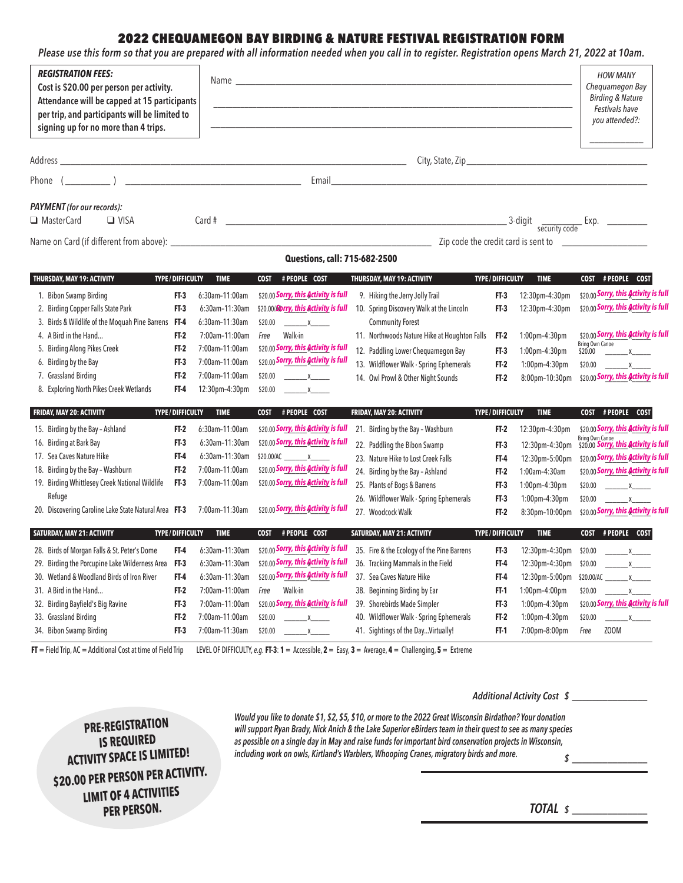# 2022 CHEQUAMEGON BAY BIRDING & NATURE FESTIVAL REGISTRATION FORM

*Please use this form so that you are prepared with all information needed when you call in to register. Registration opens March 21, 2022 at 10am.*

***REGISTRATION FEES:***
**Cost is $20.00 per person per activity. Attendance will be capped at 15 participants per trip, and participants will be limited to signing up for no more than 4 trips.**

Name ______________________________________________

*HOW MANY Chequamegon Bay Birding & Nature Festivals have you attended?:* ________

Address ______________________________ City, State, Zip ______________________________

Phone (________) ______________________ Email ______________________________

***PAYMENT** (for our records):*
☐ MasterCard ☐ VISA Card # ______________________ 3-digit security code ________ Exp. ________

Name on Card (if different from above): ______________________ Zip code the credit card is sent to ________________

**Questions, call: 715-682-2500**

| THURSDAY, MAY 19: ACTIVITY | TYPE / DIFFICULTY | TIME | COST # PEOPLE COST |
|---|---|---|---|
| 1. Bibon Swamp Birding | FT-3 | 6:30am–11:00am | $20.00 Sorry, this Activity is full |
| 2. Birding Copper Falls State Park | FT-3 | 6:30am–11:30am | $20.00/AC Sorry, this Activity is full |
| 3. Birds & Wildlife of the Moquah Pine Barrens | FT-4 | 6:30am–11:30am | $20.00 ______x______ |
| 4. A Bird in the Hand... | FT-2 | 7:00am–11:00am | Free Walk-in |
| 5. Birding Along Pikes Creek | FT-2 | 7:00am–11:00am | $20.00 Sorry, this Activity is full |
| 6. Birding by the Bay | FT-3 | 7:00am–11:00am | $20.00 Sorry, this Activity is full |
| 7. Grassland Birding | FT-2 | 7:00am–11:00am | $20.00 ______x______ |
| 8. Exploring North Pikes Creek Wetlands | FT-4 | 12:30pm–4:30pm | $20.00 ______x______ |
| 9. Hiking the Jerry Jolly Trail | FT-3 | 12:30pm–4:30pm | $20.00 Sorry, this Activity is full |
| 10. Spring Discovery Walk at the Lincoln Community Forest | FT-3 | 12:30pm–4:30pm | $20.00 Sorry, this Activity is full |
| 11. Northwoods Nature Hike at Houghton Falls | FT-2 | 1:00pm–4:30pm | $20.00 Sorry, this Activity is full |
| 12. Paddling Lower Chequamegon Bay | FT-3 | 1:00pm–4:30pm | Bring Own Canoe $20.00 ______x______ |
| 13. Wildflower Walk - Spring Ephemerals | FT-2 | 1:00pm–4:30pm | $20.00 ______x______ |
| 14. Owl Prowl & Other Night Sounds | FT-2 | 8:00pm–10:30pm | $20.00 Sorry, this Activity is full |

| FRIDAY, MAY 20: ACTIVITY | TYPE / DIFFICULTY | TIME | COST # PEOPLE COST |
|---|---|---|---|
| 15. Birding by the Bay - Ashland | FT-2 | 6:30am–11:00am | $20.00 Sorry, this Activity is full |
| 16. Birding at Bark Bay | FT-3 | 6:30am–11:30am | $20.00 Sorry, this Activity is full |
| 17. Sea Caves Nature Hike | FT-4 | 6:30am–11:30am | $20.00/AC ______x______ |
| 18. Birding by the Bay - Washburn | FT-2 | 7:00am–11:00am | $20.00 Sorry, this Activity is full |
| 19. Birding Whittlesey Creek National Wildlife Refuge | FT-3 | 7:00am–11:00am | $20.00 Sorry, this Activity is full |
| 20. Discovering Caroline Lake State Natural Area | FT-3 | 7:00am–11:30am | $20.00 Sorry, this Activity is full |
| 21. Birding by the Bay - Washburn | FT-2 | 12:30pm–4:30pm | $20.00 Sorry, this Activity is full |
| 22. Paddling the Bibon Swamp | FT-3 | 12:30pm–4:30pm | Bring Own Canoe $20.00 Sorry, this Activity is full |
| 23. Nature Hike to Lost Creek Falls | FT-4 | 12:30pm–5:00pm | $20.00 Sorry, this Activity is full |
| 24. Birding by the Bay - Ashland | FT-2 | 1:00am–4:30am | $20.00 Sorry, this Activity is full |
| 25. Plants of Bogs & Barrens | FT-3 | 1:00pm–4:30pm | $20.00 ______x______ |
| 26. Wildflower Walk - Spring Ephemerals | FT-3 | 1:00pm–4:30pm | $20.00 ______x______ |
| 27. Woodcock Walk | FT-2 | 8:30pm–10:00pm | $20.00 Sorry, this Activity is full |

| SATURDAY, MAY 21: ACTIVITY | TYPE / DIFFICULTY | TIME | COST # PEOPLE COST |
|---|---|---|---|
| 28. Birds of Morgan Falls & St. Peter's Dome | FT-4 | 6:30am–11:30am | $20.00 Sorry, this Activity is full |
| 29. Birding the Porcupine Lake Wilderness Area | FT-3 | 6:30am–11:30am | $20.00 Sorry, this Activity is full |
| 30. Wetland & Woodland Birds of Iron River | FT-4 | 6:30am–11:30am | $20.00 Sorry, this Activity is full |
| 31. A Bird in the Hand... | FT-2 | 7:00am–11:00am | Free Walk-in |
| 32. Birding Bayfield's Big Ravine | FT-3 | 7:00am–11:00am | $20.00 Sorry, this Activity is full |
| 33. Grassland Birding | FT-2 | 7:00am–11:00am | $20.00 ______x______ |
| 34. Bibon Swamp Birding | FT-3 | 7:00am–11:30am | $20.00 ______x______ |
| 35. Fire & the Ecology of the Pine Barrens | FT-3 | 12:30pm–4:30pm | $20.00 ______x______ |
| 36. Tracking Mammals in the Field | FT-4 | 12:30pm–4:30pm | $20.00 ______x______ |
| 37. Sea Caves Nature Hike | FT-4 | 12:30pm–5:00pm | $20.00/AC ______x______ |
| 38. Beginning Birding by Ear | FT-1 | 1:00pm–4:00pm | $20.00 ______x______ |
| 39. Shorebirds Made Simpler | FT-3 | 1:00pm–4:30pm | $20.00 Sorry, this Activity is full |
| 40. Wildflower Walk - Spring Ephemerals | FT-2 | 1:00pm–4:30pm | $20.00 ______x______ |
| 41. Sightings of the Day...Virtually! | FT-1 | 7:00pm–8:00pm | Free ZOOM |

**FT** = Field Trip, **AC** = Additional Cost at time of Field Trip  LEVEL OF DIFFICULTY, *e.g.* **FT-3**: **1** = Accessible, **2** = Easy, **3** = Average, **4** = Challenging, **5** = Extreme

*Additional Activity Cost* $ ______________

**PRE-REGISTRATION IS REQUIRED**
**ACTIVITY SPACE IS LIMITED!**
**$20.00 PER PERSON PER ACTIVITY.**
**LIMIT OF 4 ACTIVITIES PER PERSON.**

***Would you like to donate $1, $2, $5, $10, or more to the 2022 Great Wisconsin Birdathon? Your donation will support Ryan Brady, Nick Anich & the Lake Superior eBirders team in their quest to see as many species as possible on a single day in May and raise funds for important bird conservation projects in Wisconsin, including work on owls, Kirtland's Warblers, Whooping Cranes, migratory birds and more.*** $ ______________

***TOTAL*** $ ______________